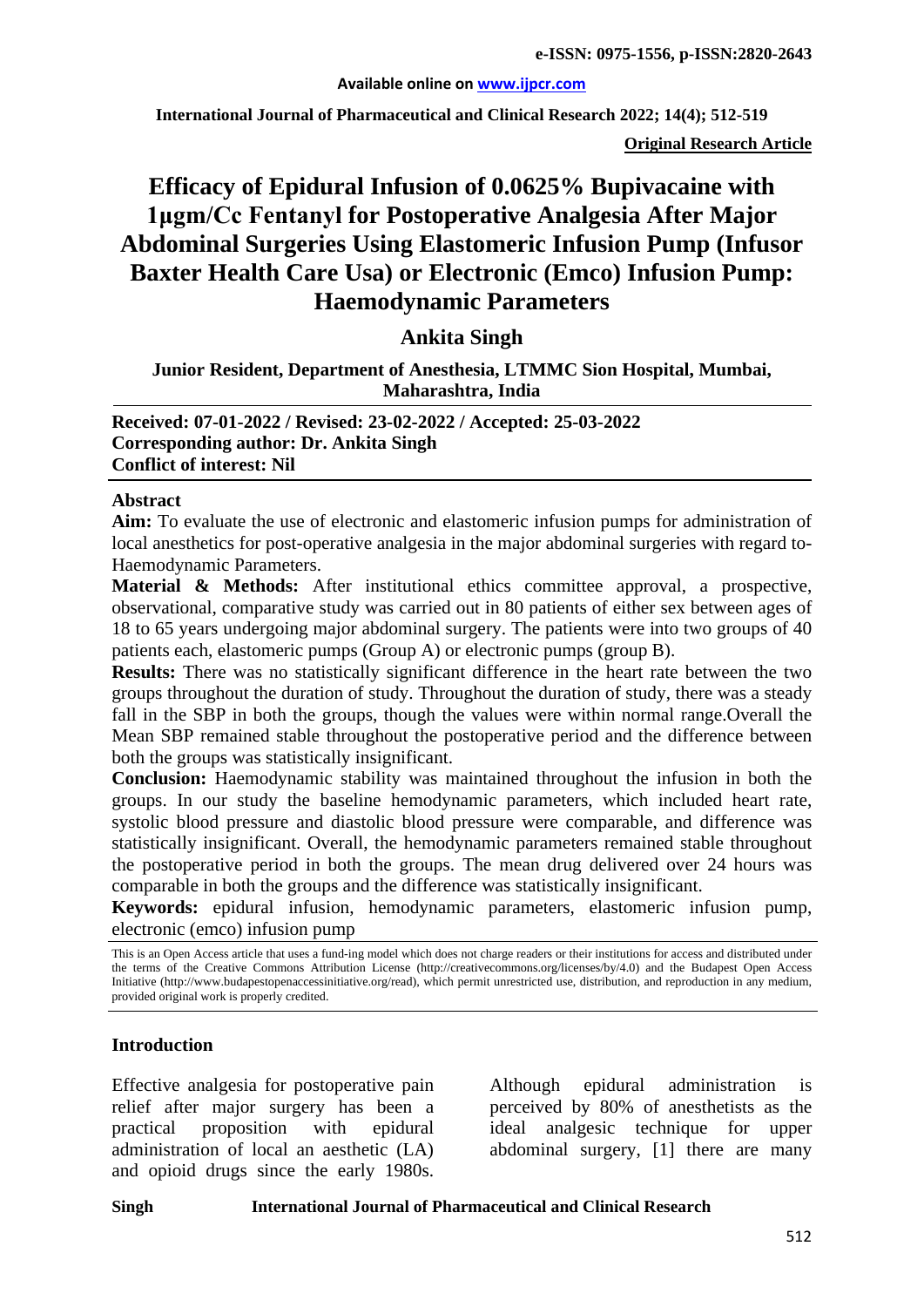**e-ISSN: 0975-1556, p-ISSN:2820-2643**

**Available online on www.ijpcr.com**

**Original Research Article**

# Efficacy of Epidural Infusion of 0.0625% Bupivacaine with 1µgm/Cc Fentanyl for Postoperative Analgesia After Major Abdominal Surgeries Using Elastomeric Infusion Pump (Infusor Baxter Health Care Usa) or Electronic (Emco) Infusion Pump: Haemodynamic Parameters

## Ankita Singh

**Junior Resident, Department of Anesthesia, LTMMC Sion Hospital, Mumbai, Maharashtra, India**

**Received: 07-01-2022 / Revised: 23-02-2022 / Accepted: 25-03-2022**
**Corresponding author: Dr. Ankita Singh**
**Conflict of interest: Nil**

### Abstract

**Aim:** To evaluate the use of electronic and elastomeric infusion pumps for administration of local anesthetics for post-operative analgesia in the major abdominal surgeries with regard to- Haemodynamic Parameters.

**Material & Methods:** After institutional ethics committee approval, a prospective, observational, comparative study was carried out in 80 patients of either sex between ages of 18 to 65 years undergoing major abdominal surgery. The patients were into two groups of 40 patients each, elastomeric pumps (Group A) or electronic pumps (group B).

**Results:** There was no statistically significant difference in the heart rate between the two groups throughout the duration of study. Throughout the duration of study, there was a steady fall in the SBP in both the groups, though the values were within normal range.Overall the Mean SBP remained stable throughout the postoperative period and the difference between both the groups was statistically insignificant.

**Conclusion:** Haemodynamic stability was maintained throughout the infusion in both the groups. In our study the baseline hemodynamic parameters, which included heart rate, systolic blood pressure and diastolic blood pressure were comparable, and difference was statistically insignificant. Overall, the hemodynamic parameters remained stable throughout the postoperative period in both the groups. The mean drug delivered over 24 hours was comparable in both the groups and the difference was statistically insignificant.

**Keywords:** epidural infusion, hemodynamic parameters, elastomeric infusion pump, electronic (emco) infusion pump

This is an Open Access article that uses a fund-ing model which does not charge readers or their institutions for access and distributed under the terms of the Creative Commons Attribution License (http://creativecommons.org/licenses/by/4.0) and the Budapest Open Access Initiative (http://www.budapestopenaccessinitiative.org/read), which permit unrestricted use, distribution, and reproduction in any medium, provided original work is properly credited.

### Introduction

Effective analgesia for postoperative pain relief after major surgery has been a practical proposition with epidural administration of local an aesthetic (LA) and opioid drugs since the early 1980s. Although epidural administration is perceived by 80% of anesthetists as the ideal analgesic technique for upper abdominal surgery, [1] there are many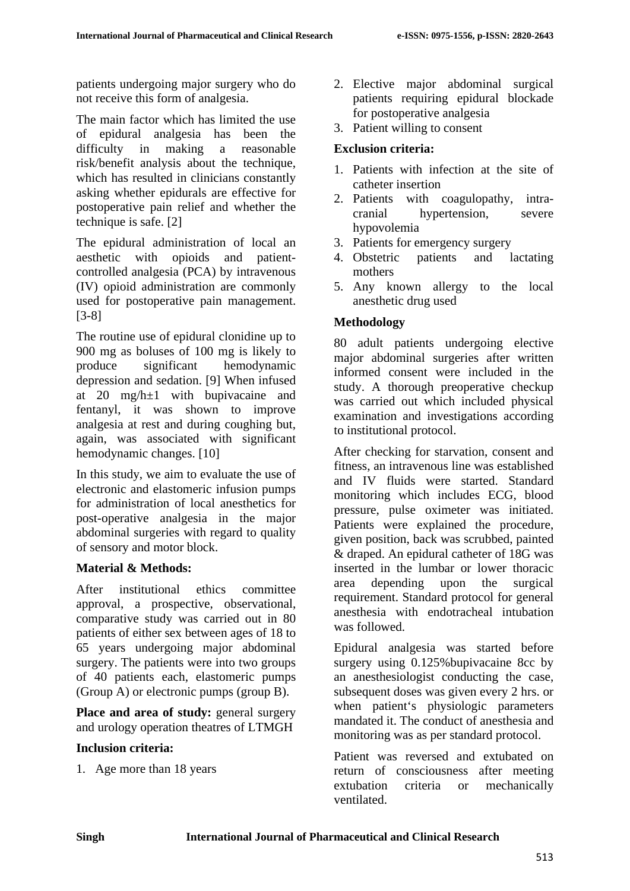patients undergoing major surgery who do not receive this form of analgesia.

The main factor which has limited the use of epidural analgesia has been the difficulty in making a reasonable risk/benefit analysis about the technique, which has resulted in clinicians constantly asking whether epidurals are effective for postoperative pain relief and whether the technique is safe. [2]

The epidural administration of local an aesthetic with opioids and patient-controlled analgesia (PCA) by intravenous (IV) opioid administration are commonly used for postoperative pain management. [3-8]

The routine use of epidural clonidine up to 900 mg as boluses of 100 mg is likely to produce significant hemodynamic depression and sedation. [9] When infused at 20 mg/h±1 with bupivacaine and fentanyl, it was shown to improve analgesia at rest and during coughing but, again, was associated with significant hemodynamic changes. [10]

In this study, we aim to evaluate the use of electronic and elastomeric infusion pumps for administration of local anesthetics for post-operative analgesia in the major abdominal surgeries with regard to quality of sensory and motor block.

## Material & Methods:

After institutional ethics committee approval, a prospective, observational, comparative study was carried out in 80 patients of either sex between ages of 18 to 65 years undergoing major abdominal surgery. The patients were into two groups of 40 patients each, elastomeric pumps (Group A) or electronic pumps (group B).

**Place and area of study:** general surgery and urology operation theatres of LTMGH

### Inclusion criteria:

1. Age more than 18 years
2. Elective major abdominal surgical patients requiring epidural blockade for postoperative analgesia
3. Patient willing to consent

### Exclusion criteria:

1. Patients with infection at the site of catheter insertion
2. Patients with coagulopathy, intra-cranial hypertension, severe hypovolemia
3. Patients for emergency surgery
4. Obstetric patients and lactating mothers
5. Any known allergy to the local anesthetic drug used

### Methodology

80 adult patients undergoing elective major abdominal surgeries after written informed consent were included in the study. A thorough preoperative checkup was carried out which included physical examination and investigations according to institutional protocol.

After checking for starvation, consent and fitness, an intravenous line was established and IV fluids were started. Standard monitoring which includes ECG, blood pressure, pulse oximeter was initiated. Patients were explained the procedure, given position, back was scrubbed, painted & draped. An epidural catheter of 18G was inserted in the lumbar or lower thoracic area depending upon the surgical requirement. Standard protocol for general anesthesia with endotracheal intubation was followed.

Epidural analgesia was started before surgery using 0.125%bupivacaine 8cc by an anesthesiologist conducting the case, subsequent doses was given every 2 hrs. or when patient‘s physiologic parameters mandated it. The conduct of anesthesia and monitoring was as per standard protocol.

Patient was reversed and extubated on return of consciousness after meeting extubation criteria or mechanically ventilated.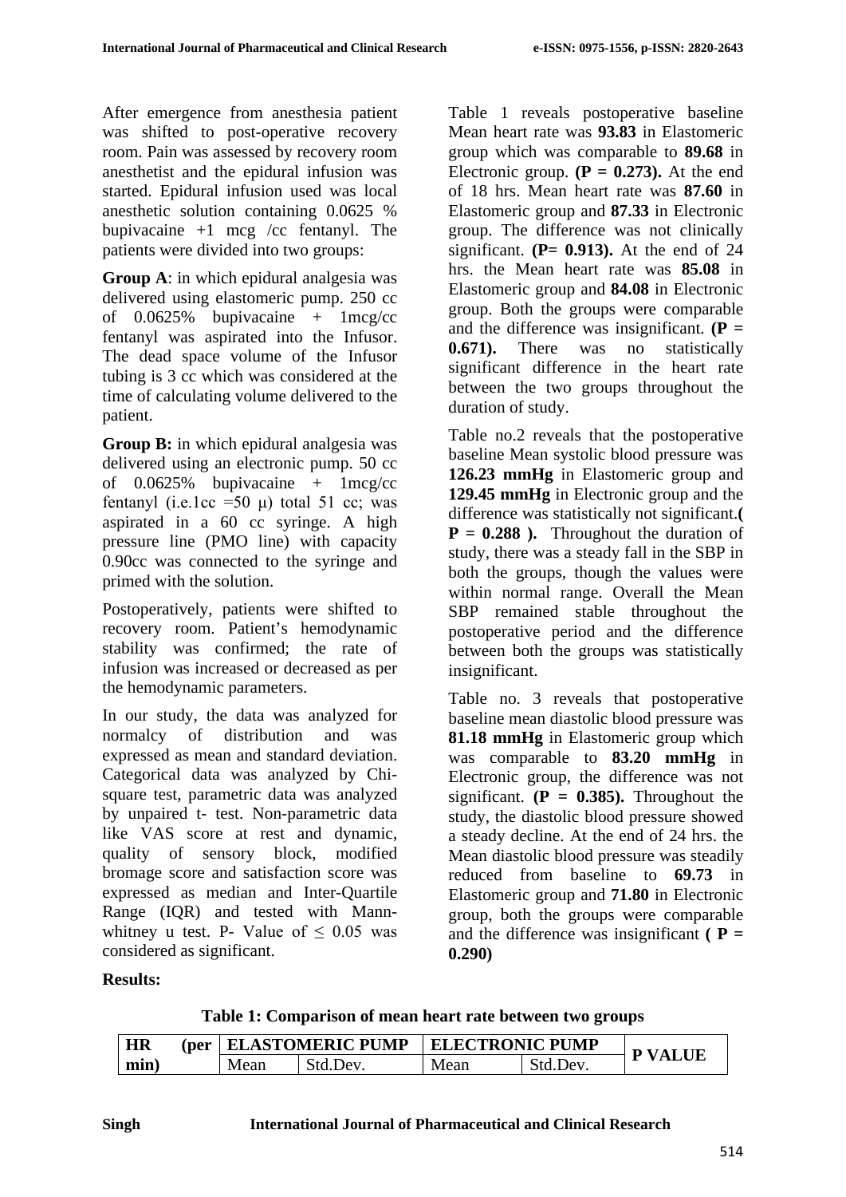After emergence from anesthesia patient was shifted to post-operative recovery room. Pain was assessed by recovery room anesthetist and the epidural infusion was started. Epidural infusion used was local anesthetic solution containing 0.0625 % bupivacaine +1 mcg /cc fentanyl. The patients were divided into two groups:

**Group A**: in which epidural analgesia was delivered using elastomeric pump. 250 cc of 0.0625% bupivacaine + 1mcg/cc fentanyl was aspirated into the Infusor. The dead space volume of the Infusor tubing is 3 cc which was considered at the time of calculating volume delivered to the patient.

**Group B:** in which epidural analgesia was delivered using an electronic pump. 50 cc of 0.0625% bupivacaine + 1mcg/cc fentanyl (i.e.1cc =50 μ) total 51 cc; was aspirated in a 60 cc syringe. A high pressure line (PMO line) with capacity 0.90cc was connected to the syringe and primed with the solution.

Postoperatively, patients were shifted to recovery room. Patient's hemodynamic stability was confirmed; the rate of infusion was increased or decreased as per the hemodynamic parameters.

In our study, the data was analyzed for normalcy of distribution and was expressed as mean and standard deviation. Categorical data was analyzed by Chi-square test, parametric data was analyzed by unpaired t- test. Non-parametric data like VAS score at rest and dynamic, quality of sensory block, modified bromage score and satisfaction score was expressed as median and Inter-Quartile Range (IQR) and tested with Mann-whitney u test. P- Value of ≤ 0.05 was considered as significant.

**Results:**

Table 1 reveals postoperative baseline Mean heart rate was **93.83** in Elastomeric group which was comparable to **89.68** in Electronic group. **(P = 0.273).** At the end of 18 hrs. Mean heart rate was **87.60** in Elastomeric group and **87.33** in Electronic group. The difference was not clinically significant. **(P= 0.913).** At the end of 24 hrs. the Mean heart rate was **85.08** in Elastomeric group and **84.08** in Electronic group. Both the groups were comparable and the difference was insignificant. **(P = 0.671).** There was no statistically significant difference in the heart rate between the two groups throughout the duration of study.

Table no.2 reveals that the postoperative baseline Mean systolic blood pressure was **126.23 mmHg** in Elastomeric group and **129.45 mmHg** in Electronic group and the difference was statistically not significant.**( P = 0.288 ).** Throughout the duration of study, there was a steady fall in the SBP in both the groups, though the values were within normal range. Overall the Mean SBP remained stable throughout the postoperative period and the difference between both the groups was statistically insignificant.

Table no. 3 reveals that postoperative baseline mean diastolic blood pressure was **81.18 mmHg** in Elastomeric group which was comparable to **83.20 mmHg** in Electronic group, the difference was not significant. **(P = 0.385).** Throughout the study, the diastolic blood pressure showed a steady decline. At the end of 24 hrs. the Mean diastolic blood pressure was steadily reduced from baseline to **69.73** in Elastomeric group and **71.80** in Electronic group, both the groups were comparable and the difference was insignificant **( P = 0.290)**

**Table 1: Comparison of mean heart rate between two groups**

| HR (per min) | ELASTOMERIC PUMP | | ELECTRONIC PUMP | | P VALUE |
|---|---|---|---|---|---|
| | Mean | Std.Dev. | Mean | Std.Dev. | |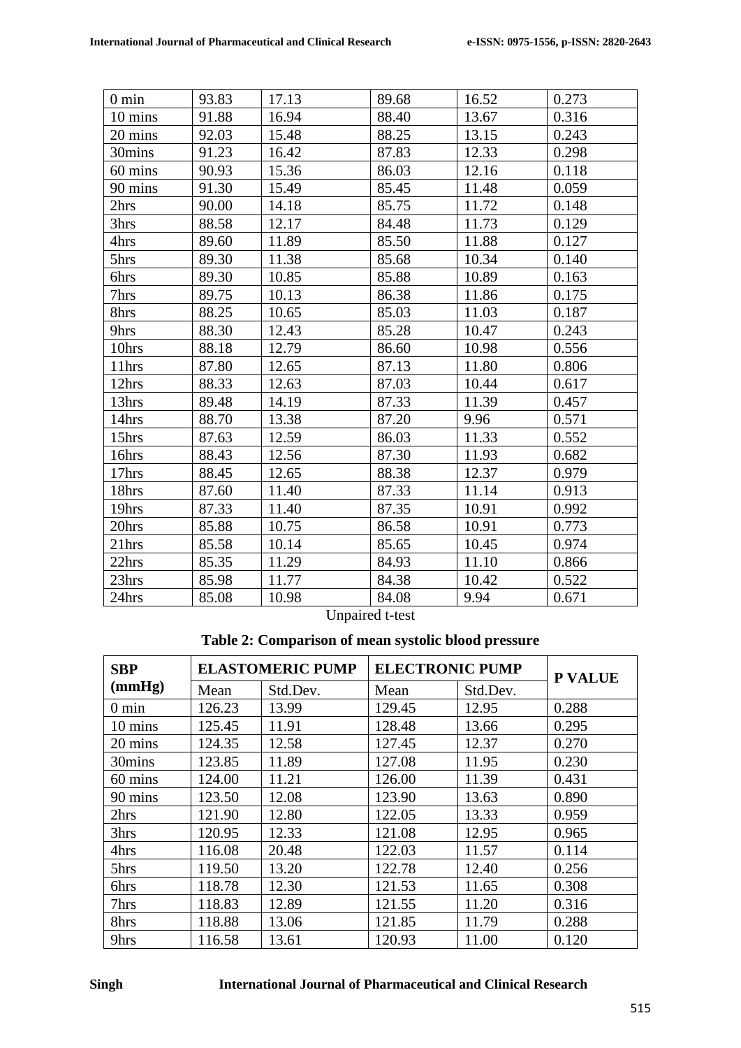| | | | | | |
|---|---|---|---|---|---|
| 0 min | 93.83 | 17.13 | 89.68 | 16.52 | 0.273 |
| 10 mins | 91.88 | 16.94 | 88.40 | 13.67 | 0.316 |
| 20 mins | 92.03 | 15.48 | 88.25 | 13.15 | 0.243 |
| 30mins | 91.23 | 16.42 | 87.83 | 12.33 | 0.298 |
| 60 mins | 90.93 | 15.36 | 86.03 | 12.16 | 0.118 |
| 90 mins | 91.30 | 15.49 | 85.45 | 11.48 | 0.059 |
| 2hrs | 90.00 | 14.18 | 85.75 | 11.72 | 0.148 |
| 3hrs | 88.58 | 12.17 | 84.48 | 11.73 | 0.129 |
| 4hrs | 89.60 | 11.89 | 85.50 | 11.88 | 0.127 |
| 5hrs | 89.30 | 11.38 | 85.68 | 10.34 | 0.140 |
| 6hrs | 89.30 | 10.85 | 85.88 | 10.89 | 0.163 |
| 7hrs | 89.75 | 10.13 | 86.38 | 11.86 | 0.175 |
| 8hrs | 88.25 | 10.65 | 85.03 | 11.03 | 0.187 |
| 9hrs | 88.30 | 12.43 | 85.28 | 10.47 | 0.243 |
| 10hrs | 88.18 | 12.79 | 86.60 | 10.98 | 0.556 |
| 11hrs | 87.80 | 12.65 | 87.13 | 11.80 | 0.806 |
| 12hrs | 88.33 | 12.63 | 87.03 | 10.44 | 0.617 |
| 13hrs | 89.48 | 14.19 | 87.33 | 11.39 | 0.457 |
| 14hrs | 88.70 | 13.38 | 87.20 | 9.96 | 0.571 |
| 15hrs | 87.63 | 12.59 | 86.03 | 11.33 | 0.552 |
| 16hrs | 88.43 | 12.56 | 87.30 | 11.93 | 0.682 |
| 17hrs | 88.45 | 12.65 | 88.38 | 12.37 | 0.979 |
| 18hrs | 87.60 | 11.40 | 87.33 | 11.14 | 0.913 |
| 19hrs | 87.33 | 11.40 | 87.35 | 10.91 | 0.992 |
| 20hrs | 85.88 | 10.75 | 86.58 | 10.91 | 0.773 |
| 21hrs | 85.58 | 10.14 | 85.65 | 10.45 | 0.974 |
| 22hrs | 85.35 | 11.29 | 84.93 | 11.10 | 0.866 |
| 23hrs | 85.98 | 11.77 | 84.38 | 10.42 | 0.522 |
| 24hrs | 85.08 | 10.98 | 84.08 | 9.94 | 0.671 |

Unpaired t-test

**Table 2: Comparison of mean systolic blood pressure**

| SBP (mmHg) | ELASTOMERIC PUMP | | ELECTRONIC PUMP | | P VALUE |
|---|---|---|---|---|---|
| | Mean | Std.Dev. | Mean | Std.Dev. | |
| 0 min | 126.23 | 13.99 | 129.45 | 12.95 | 0.288 |
| 10 mins | 125.45 | 11.91 | 128.48 | 13.66 | 0.295 |
| 20 mins | 124.35 | 12.58 | 127.45 | 12.37 | 0.270 |
| 30mins | 123.85 | 11.89 | 127.08 | 11.95 | 0.230 |
| 60 mins | 124.00 | 11.21 | 126.00 | 11.39 | 0.431 |
| 90 mins | 123.50 | 12.08 | 123.90 | 13.63 | 0.890 |
| 2hrs | 121.90 | 12.80 | 122.05 | 13.33 | 0.959 |
| 3hrs | 120.95 | 12.33 | 121.08 | 12.95 | 0.965 |
| 4hrs | 116.08 | 20.48 | 122.03 | 11.57 | 0.114 |
| 5hrs | 119.50 | 13.20 | 122.78 | 12.40 | 0.256 |
| 6hrs | 118.78 | 12.30 | 121.53 | 11.65 | 0.308 |
| 7hrs | 118.83 | 12.89 | 121.55 | 11.20 | 0.316 |
| 8hrs | 118.88 | 13.06 | 121.85 | 11.79 | 0.288 |
| 9hrs | 116.58 | 13.61 | 120.93 | 11.00 | 0.120 |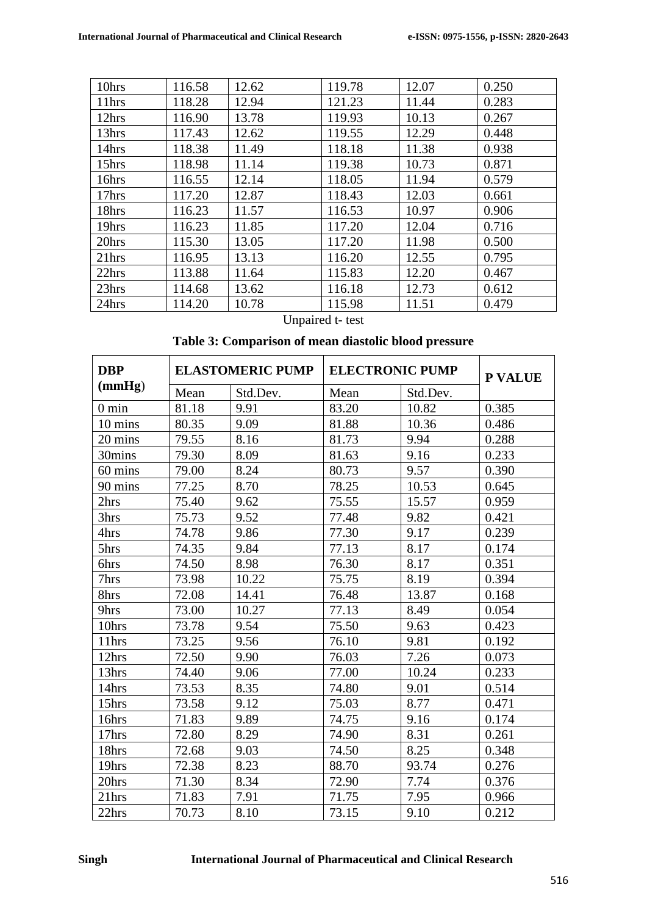| 10hrs | 116.58 | 12.62 | 119.78 | 12.07 | 0.250 |
|---|---|---|---|---|---|
| 11hrs | 118.28 | 12.94 | 121.23 | 11.44 | 0.283 |
| 12hrs | 116.90 | 13.78 | 119.93 | 10.13 | 0.267 |
| 13hrs | 117.43 | 12.62 | 119.55 | 12.29 | 0.448 |
| 14hrs | 118.38 | 11.49 | 118.18 | 11.38 | 0.938 |
| 15hrs | 118.98 | 11.14 | 119.38 | 10.73 | 0.871 |
| 16hrs | 116.55 | 12.14 | 118.05 | 11.94 | 0.579 |
| 17hrs | 117.20 | 12.87 | 118.43 | 12.03 | 0.661 |
| 18hrs | 116.23 | 11.57 | 116.53 | 10.97 | 0.906 |
| 19hrs | 116.23 | 11.85 | 117.20 | 12.04 | 0.716 |
| 20hrs | 115.30 | 13.05 | 117.20 | 11.98 | 0.500 |
| 21hrs | 116.95 | 13.13 | 116.20 | 12.55 | 0.795 |
| 22hrs | 113.88 | 11.64 | 115.83 | 12.20 | 0.467 |
| 23hrs | 114.68 | 13.62 | 116.18 | 12.73 | 0.612 |
| 24hrs | 114.20 | 10.78 | 115.98 | 11.51 | 0.479 |

Unpaired t- test

**Table 3: Comparison of mean diastolic blood pressure**

| **DBP (mmHg)** | **ELASTOMERIC PUMP** | | **ELECTRONIC PUMP** | | **P VALUE** |
|---|---|---|---|---|---|
| | Mean | Std.Dev. | Mean | Std.Dev. | |
| 0 min | 81.18 | 9.91 | 83.20 | 10.82 | 0.385 |
| 10 mins | 80.35 | 9.09 | 81.88 | 10.36 | 0.486 |
| 20 mins | 79.55 | 8.16 | 81.73 | 9.94 | 0.288 |
| 30mins | 79.30 | 8.09 | 81.63 | 9.16 | 0.233 |
| 60 mins | 79.00 | 8.24 | 80.73 | 9.57 | 0.390 |
| 90 mins | 77.25 | 8.70 | 78.25 | 10.53 | 0.645 |
| 2hrs | 75.40 | 9.62 | 75.55 | 15.57 | 0.959 |
| 3hrs | 75.73 | 9.52 | 77.48 | 9.82 | 0.421 |
| 4hrs | 74.78 | 9.86 | 77.30 | 9.17 | 0.239 |
| 5hrs | 74.35 | 9.84 | 77.13 | 8.17 | 0.174 |
| 6hrs | 74.50 | 8.98 | 76.30 | 8.17 | 0.351 |
| 7hrs | 73.98 | 10.22 | 75.75 | 8.19 | 0.394 |
| 8hrs | 72.08 | 14.41 | 76.48 | 13.87 | 0.168 |
| 9hrs | 73.00 | 10.27 | 77.13 | 8.49 | 0.054 |
| 10hrs | 73.78 | 9.54 | 75.50 | 9.63 | 0.423 |
| 11hrs | 73.25 | 9.56 | 76.10 | 9.81 | 0.192 |
| 12hrs | 72.50 | 9.90 | 76.03 | 7.26 | 0.073 |
| 13hrs | 74.40 | 9.06 | 77.00 | 10.24 | 0.233 |
| 14hrs | 73.53 | 8.35 | 74.80 | 9.01 | 0.514 |
| 15hrs | 73.58 | 9.12 | 75.03 | 8.77 | 0.471 |
| 16hrs | 71.83 | 9.89 | 74.75 | 9.16 | 0.174 |
| 17hrs | 72.80 | 8.29 | 74.90 | 8.31 | 0.261 |
| 18hrs | 72.68 | 9.03 | 74.50 | 8.25 | 0.348 |
| 19hrs | 72.38 | 8.23 | 88.70 | 93.74 | 0.276 |
| 20hrs | 71.30 | 8.34 | 72.90 | 7.74 | 0.376 |
| 21hrs | 71.83 | 7.91 | 71.75 | 7.95 | 0.966 |
| 22hrs | 70.73 | 8.10 | 73.15 | 9.10 | 0.212 |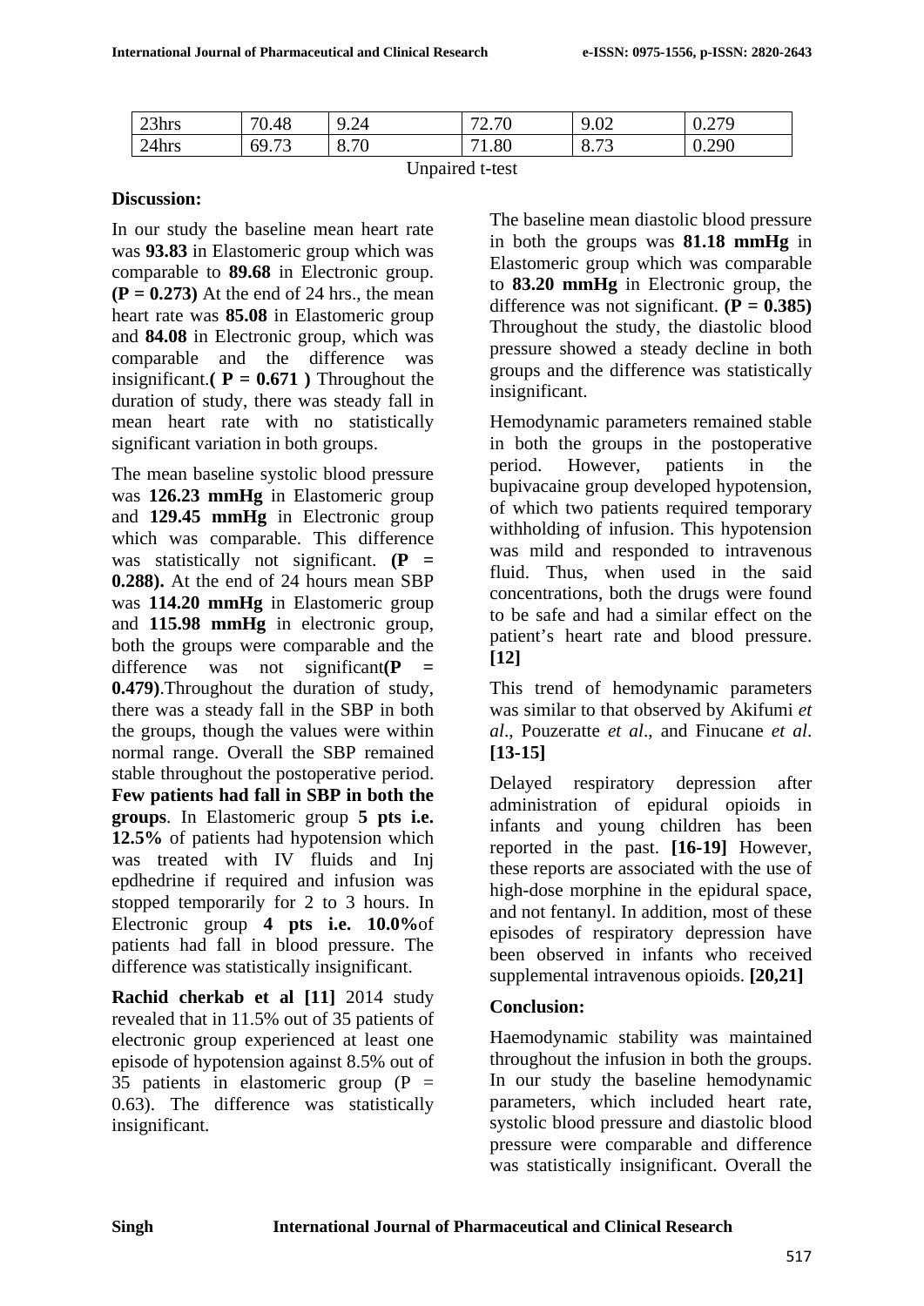| 23hrs | 70.48 | 9.24 | 72.70 | 9.02 | 0.279 |
|---|---|---|---|---|---|
| 24hrs | 69.73 | 8.70 | 71.80 | 8.73 | 0.290 |

Unpaired t-test

**Discussion:**

In our study the baseline mean heart rate was **93.83** in Elastomeric group which was comparable to **89.68** in Electronic group. **(P = 0.273)** At the end of 24 hrs., the mean heart rate was **85.08** in Elastomeric group and **84.08** in Electronic group, which was comparable and the difference was insignificant.**( P = 0.671 )** Throughout the duration of study, there was steady fall in mean heart rate with no statistically significant variation in both groups.

The mean baseline systolic blood pressure was **126.23 mmHg** in Elastomeric group and **129.45 mmHg** in Electronic group which was comparable. This difference was statistically not significant. **(P = 0.288).** At the end of 24 hours mean SBP was **114.20 mmHg** in Elastomeric group and **115.98 mmHg** in electronic group, both the groups were comparable and the difference was not significant**(P = 0.479)**.Throughout the duration of study, there was a steady fall in the SBP in both the groups, though the values were within normal range. Overall the SBP remained stable throughout the postoperative period. **Few patients had fall in SBP in both the groups**. In Elastomeric group **5 pts i.e. 12.5%** of patients had hypotension which was treated with IV fluids and Inj epdhedrine if required and infusion was stopped temporarily for 2 to 3 hours. In Electronic group **4 pts i.e. 10.0%**of patients had fall in blood pressure. The difference was statistically insignificant.

**Rachid cherkab et al [11]** 2014 study revealed that in 11.5% out of 35 patients of electronic group experienced at least one episode of hypotension against 8.5% out of 35 patients in elastomeric group (P = 0.63). The difference was statistically insignificant.

The baseline mean diastolic blood pressure in both the groups was **81.18 mmHg** in Elastomeric group which was comparable to **83.20 mmHg** in Electronic group, the difference was not significant. **(P = 0.385)** Throughout the study, the diastolic blood pressure showed a steady decline in both groups and the difference was statistically insignificant.

Hemodynamic parameters remained stable in both the groups in the postoperative period. However, patients in the bupivacaine group developed hypotension, of which two patients required temporary withholding of infusion. This hypotension was mild and responded to intravenous fluid. Thus, when used in the said concentrations, both the drugs were found to be safe and had a similar effect on the patient's heart rate and blood pressure. **[12]**

This trend of hemodynamic parameters was similar to that observed by Akifumi *et al*., Pouzeratte *et al*., and Finucane *et al*. **[13-15]**

Delayed respiratory depression after administration of epidural opioids in infants and young children has been reported in the past. **[16-19]** However, these reports are associated with the use of high-dose morphine in the epidural space, and not fentanyl. In addition, most of these episodes of respiratory depression have been observed in infants who received supplemental intravenous opioids. **[20,21]**

**Conclusion:**

Haemodynamic stability was maintained throughout the infusion in both the groups. In our study the baseline hemodynamic parameters, which included heart rate, systolic blood pressure and diastolic blood pressure were comparable and difference was statistically insignificant. Overall the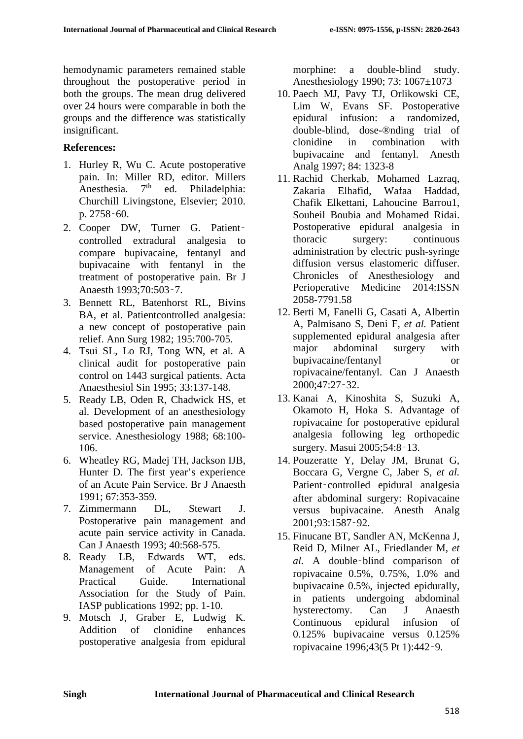hemodynamic parameters remained stable throughout the postoperative period in both the groups. The mean drug delivered over 24 hours were comparable in both the groups and the difference was statistically insignificant.

**References:**

1. Hurley R, Wu C. Acute postoperative pain. In: Miller RD, editor. Millers Anesthesia. 7th ed. Philadelphia: Churchill Livingstone, Elsevier; 2010. p. 2758‑60.
2. Cooper DW, Turner G. Patient‑controlled extradural analgesia to compare bupivacaine, fentanyl and bupivacaine with fentanyl in the treatment of postoperative pain. Br J Anaesth 1993;70:503‑7.
3. Bennett RL, Batenhorst RL, Bivins BA, et al. Patientcontrolled analgesia: a new concept of postoperative pain relief. Ann Surg 1982; 195:700-705.
4. Tsui SL, Lo RJ, Tong WN, et al. A clinical audit for postoperative pain control on 1443 surgical patients. Acta Anaesthesiol Sin 1995; 33:137-148.
5. Ready LB, Oden R, Chadwick HS, et al. Development of an anesthesiology based postoperative pain management service. Anesthesiology 1988; 68:100-106.
6. Wheatley RG, Madej TH, Jackson IJB, Hunter D. The first year's experience of an Acute Pain Service. Br J Anaesth 1991; 67:353-359.
7. Zimmermann DL, Stewart J. Postoperative pain management and acute pain service activity in Canada. Can J Anaesth 1993; 40:568-575.
8. Ready LB, Edwards WT, eds. Management of Acute Pain: A Practical Guide. International Association for the Study of Pain. IASP publications 1992; pp. 1-10.
9. Motsch J, Graber E, Ludwig K. Addition of clonidine enhances postoperative analgesia from epidural morphine: a double-blind study. Anesthesiology 1990; 73: 1067±1073
10. Paech MJ, Pavy TJ, Orlikowski CE, Lim W, Evans SF. Postoperative epidural infusion: a randomized, double-blind, dose-®nding trial of clonidine in combination with bupivacaine and fentanyl. Anesth Analg 1997; 84: 1323-8
11. Rachid Cherkab, Mohamed Lazraq, Zakaria Elhafid, Wafaa Haddad, Chafik Elkettani, Lahoucine Barrou1, Souheil Boubia and Mohamed Ridai. Postoperative epidural analgesia in thoracic surgery: continuous administration by electric push-syringe diffusion versus elastomeric diffuser. Chronicles of Anesthesiology and Perioperative Medicine 2014:ISSN 2058-7791.58
12. Berti M, Fanelli G, Casati A, Albertin A, Palmisano S, Deni F, *et al.* Patient supplemented epidural analgesia after major abdominal surgery with bupivacaine/fentanyl or ropivacaine/fentanyl. Can J Anaesth 2000;47:27‑32.
13. Kanai A, Kinoshita S, Suzuki A, Okamoto H, Hoka S. Advantage of ropivacaine for postoperative epidural analgesia following leg orthopedic surgery. Masui 2005;54:8‑13.
14. Pouzeratte Y, Delay JM, Brunat G, Boccara G, Vergne C, Jaber S, *et al.* Patient‑controlled epidural analgesia after abdominal surgery: Ropivacaine versus bupivacaine. Anesth Analg 2001;93:1587‑92.
15. Finucane BT, Sandler AN, McKenna J, Reid D, Milner AL, Friedlander M, *et al.* A double‑blind comparison of ropivacaine 0.5%, 0.75%, 1.0% and bupivacaine 0.5%, injected epidurally, in patients undergoing abdominal hysterectomy. Can J Anaesth Continuous epidural infusion of 0.125% bupivacaine versus 0.125% ropivacaine 1996;43(5 Pt 1):442‑9.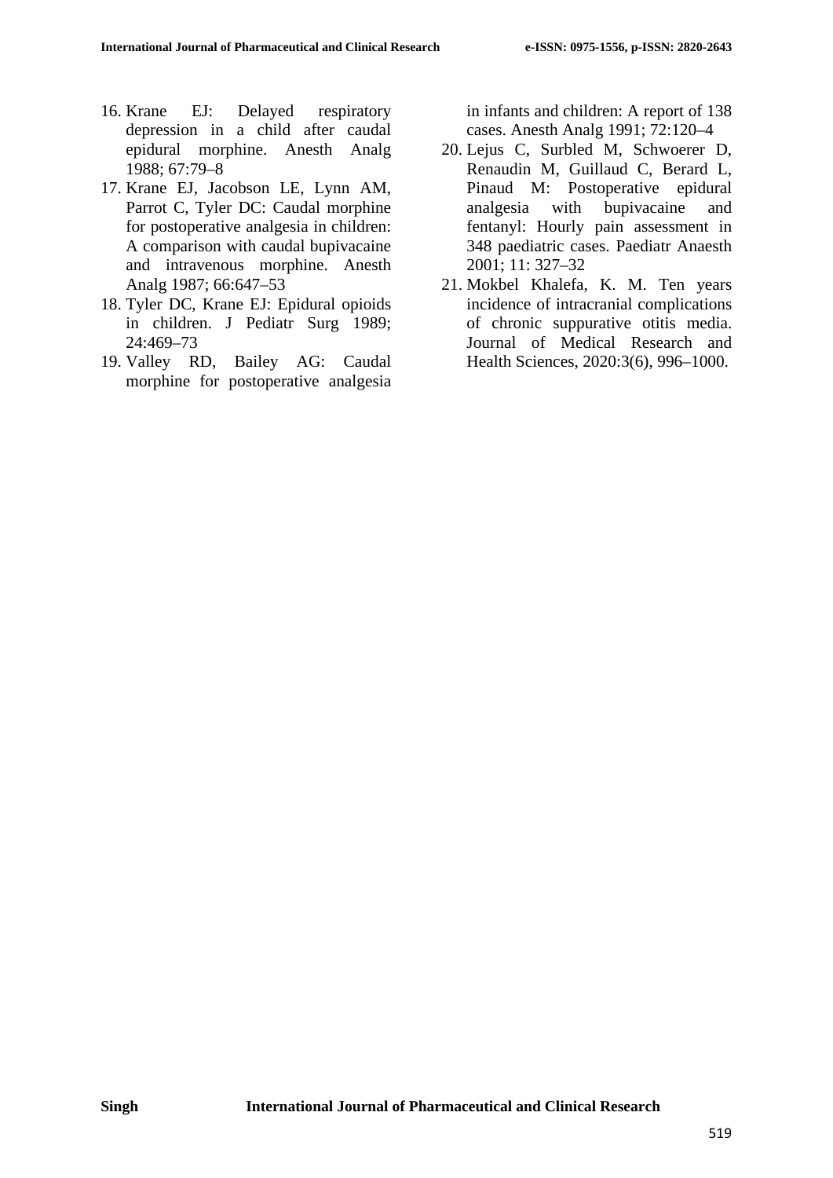16. Krane EJ: Delayed respiratory depression in a child after caudal epidural morphine. Anesth Analg 1988; 67:79–8
17. Krane EJ, Jacobson LE, Lynn AM, Parrot C, Tyler DC: Caudal morphine for postoperative analgesia in children: A comparison with caudal bupivacaine and intravenous morphine. Anesth Analg 1987; 66:647–53
18. Tyler DC, Krane EJ: Epidural opioids in children. J Pediatr Surg 1989; 24:469–73
19. Valley RD, Bailey AG: Caudal morphine for postoperative analgesia in infants and children: A report of 138 cases. Anesth Analg 1991; 72:120–4
20. Lejus C, Surbled M, Schwoerer D, Renaudin M, Guillaud C, Berard L, Pinaud M: Postoperative epidural analgesia with bupivacaine and fentanyl: Hourly pain assessment in 348 paediatric cases. Paediatr Anaesth 2001; 11: 327–32
21. Mokbel Khalefa, K. M. Ten years incidence of intracranial complications of chronic suppurative otitis media. Journal of Medical Research and Health Sciences, 2020:3(6), 996–1000.